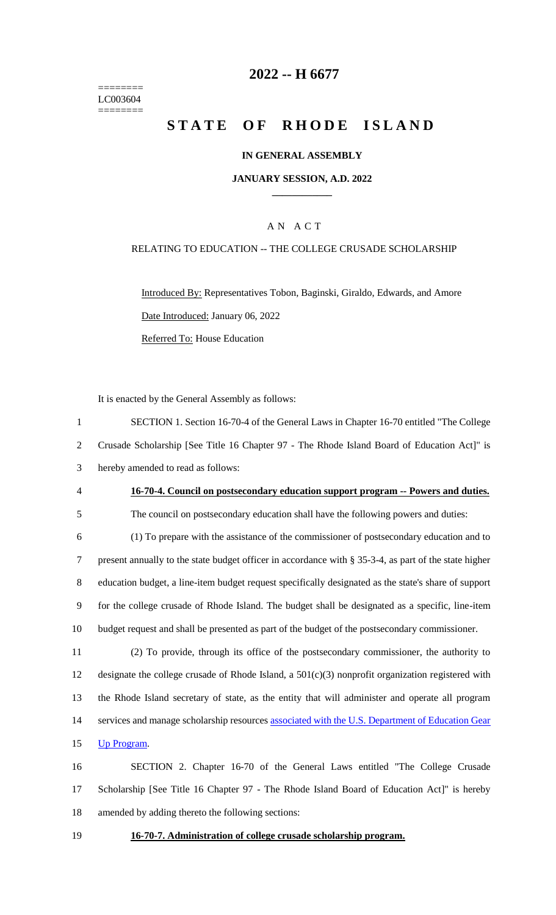======== LC003604 ========

# 2022 -- H 6677

# STATE OF RHODE ISLAND

## IN GENERAL ASSEMBLY

### JANUARY SESSION, A.D. 2022

---

AN ACT

RELATING TO EDUCATION -- THE COLLEGE CRUSADE SCHOLARSHIP

Introduced By: Representatives Tobon, Baginski, Giraldo, Edwards, and Amore

Date Introduced: January 06, 2022

Referred To: House Education

It is enacted by the General Assembly as follows:

1 SECTION 1. Section 16-70-4 of the General Laws in Chapter 16-70 entitled "The College
2 Crusade Scholarship [See Title 16 Chapter 97 - The Rhode Island Board of Education Act]" is
3 hereby amended to read as follows:

4 **16-70-4. Council on postsecondary education support program -- Powers and duties.**

5 The council on postsecondary education shall have the following powers and duties:

6 (1) To prepare with the assistance of the commissioner of postsecondary education and to
7 present annually to the state budget officer in accordance with § 35-3-4, as part of the state higher
8 education budget, a line-item budget request specifically designated as the state's share of support
9 for the college crusade of Rhode Island. The budget shall be designated as a specific, line-item
10 budget request and shall be presented as part of the budget of the postsecondary commissioner.

11 (2) To provide, through its office of the postsecondary commissioner, the authority to
12 designate the college crusade of Rhode Island, a 501(c)(3) nonprofit organization registered with
13 the Rhode Island secretary of state, as the entity that will administer and operate all program
14 services and manage scholarship resources associated with the U.S. Department of Education Gear
15 Up Program.

16 SECTION 2. Chapter 16-70 of the General Laws entitled "The College Crusade
17 Scholarship [See Title 16 Chapter 97 - The Rhode Island Board of Education Act]" is hereby
18 amended by adding thereto the following sections:

19 **16-70-7. Administration of college crusade scholarship program.**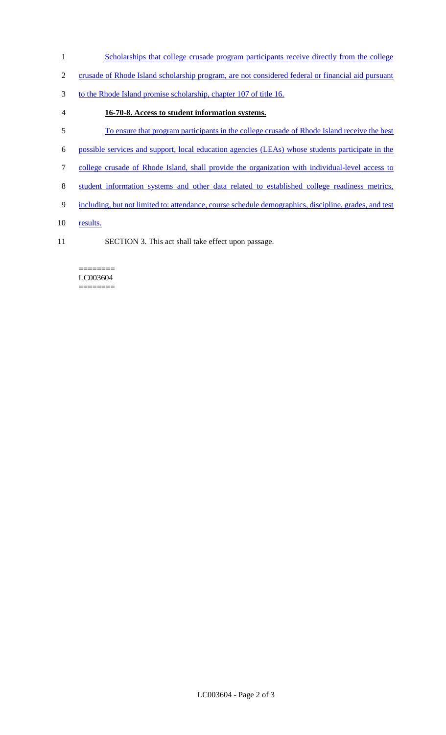Scholarships that college crusade program participants receive directly from the college crusade of Rhode Island scholarship program, are not considered federal or financial aid pursuant to the Rhode Island promise scholarship, chapter 107 of title 16.

**16-70-8. Access to student information systems.**

To ensure that program participants in the college crusade of Rhode Island receive the best possible services and support, local education agencies (LEAs) whose students participate in the college crusade of Rhode Island, shall provide the organization with individual-level access to student information systems and other data related to established college readiness metrics, including, but not limited to: attendance, course schedule demographics, discipline, grades, and test results.

SECTION 3. This act shall take effect upon passage.

========
LC003604
========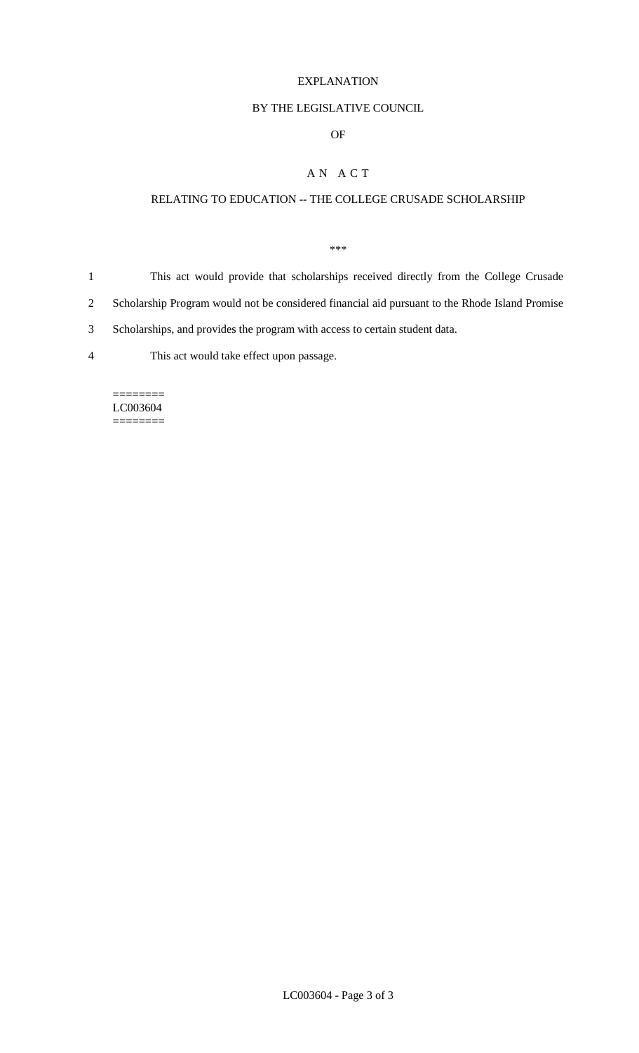EXPLANATION

BY THE LEGISLATIVE COUNCIL

OF

A N A C T

RELATING TO EDUCATION -- THE COLLEGE CRUSADE SCHOLARSHIP

\*\*\*

This act would provide that scholarships received directly from the College Crusade Scholarship Program would not be considered financial aid pursuant to the Rhode Island Promise Scholarships, and provides the program with access to certain student data.

This act would take effect upon passage.

========
LC003604
========